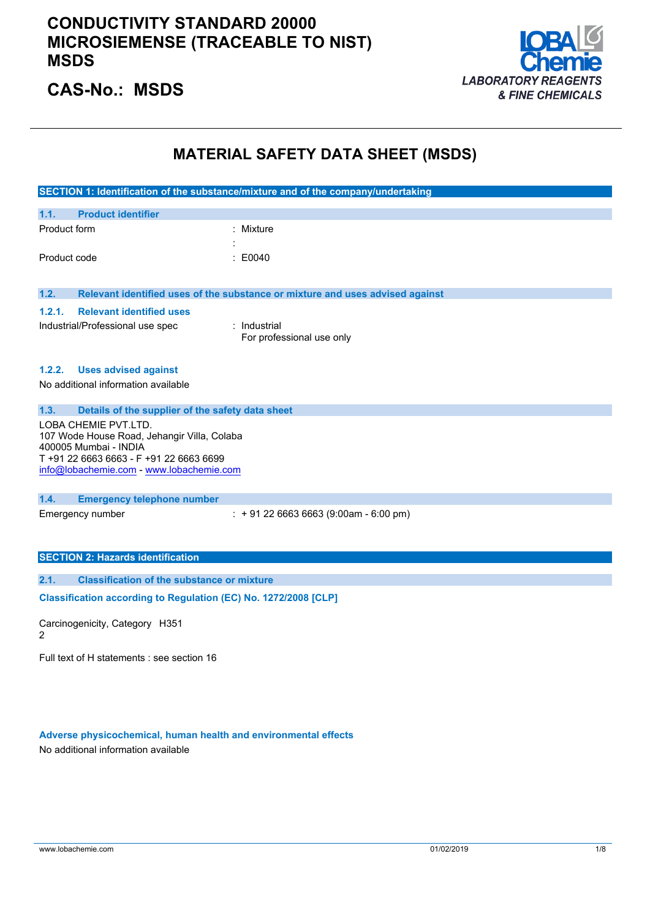# CONDUCTIVITY STANDARD 20000 MICROSIEMENSE (TRACEABLE TO NIST) MSDS

## CAS-No.: MSDS

LOBA Chemie
*LABORATORY REAGENTS & FINE CHEMICALS*

# MATERIAL SAFETY DATA SHEET (MSDS)

## SECTION 1: Identification of the substance/mixture and of the company/undertaking

### 1.1. Product identifier

Product form : Mixture

:

Product code : E0040

### 1.2. Relevant identified uses of the substance or mixture and uses advised against

#### 1.2.1. Relevant identified uses

Industrial/Professional use spec : Industrial
For professional use only

#### 1.2.2. Uses advised against

No additional information available

### 1.3. Details of the supplier of the safety data sheet

LOBA CHEMIE PVT.LTD.
107 Wode House Road, Jehangir Villa, Colaba
400005 Mumbai - INDIA
T +91 22 6663 6663 - F +91 22 6663 6699
info@lobachemie.com - www.lobachemie.com

### 1.4. Emergency telephone number

Emergency number : + 91 22 6663 6663 (9:00am - 6:00 pm)

## SECTION 2: Hazards identification

### 2.1. Classification of the substance or mixture

**Classification according to Regulation (EC) No. 1272/2008 [CLP]**

Carcinogenicity, Category 2 H351

Full text of H statements : see section 16

**Adverse physicochemical, human health and environmental effects**

No additional information available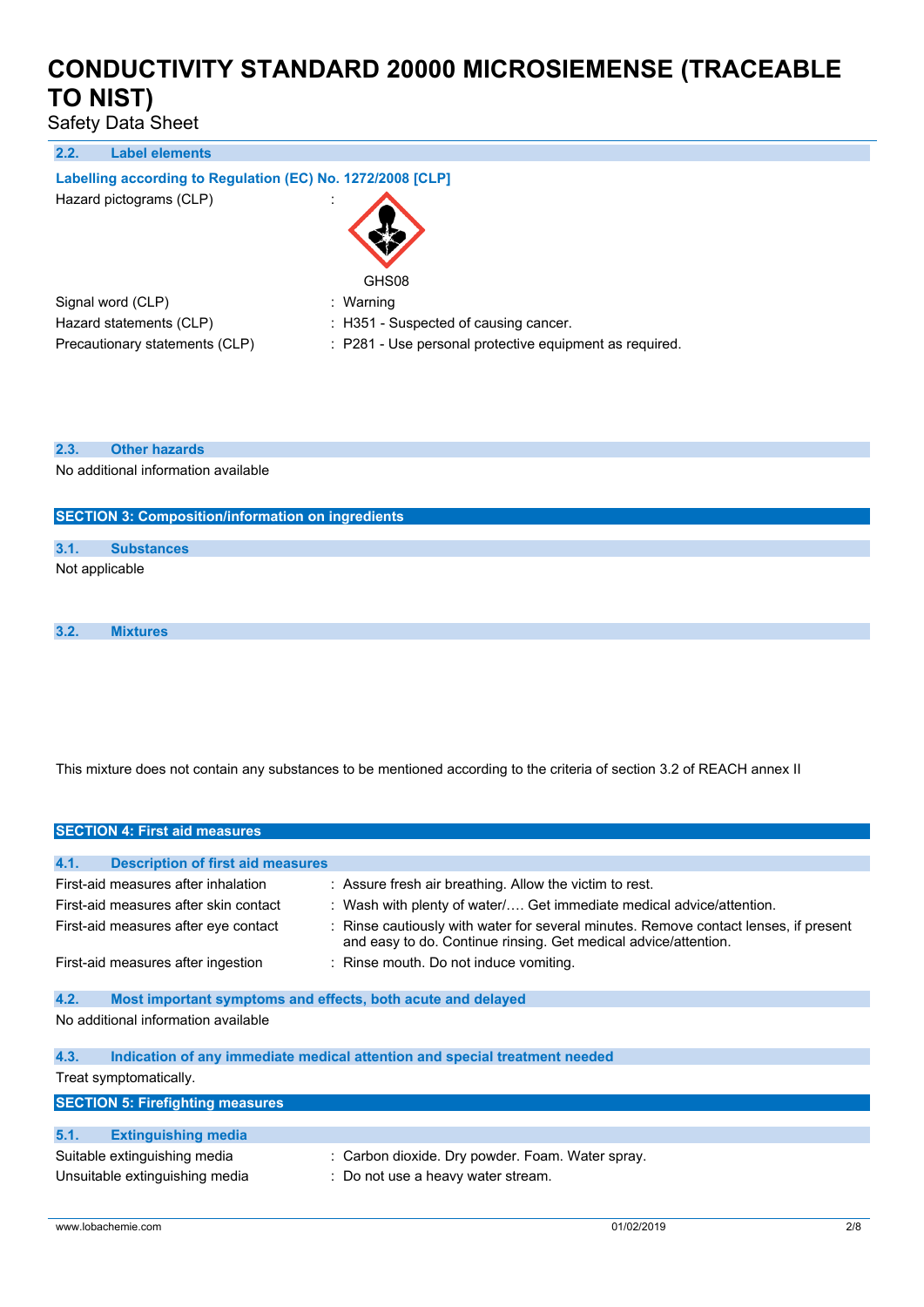### 2.2. Label elements

**Labelling according to Regulation (EC) No. 1272/2008 [CLP]**

| | |
|---|---|
| Hazard pictograms (CLP) | : GHS08 |
| Signal word (CLP) | : Warning |
| Hazard statements (CLP) | : H351 - Suspected of causing cancer. |
| Precautionary statements (CLP) | : P281 - Use personal protective equipment as required. |

### 2.3. Other hazards

No additional information available

## SECTION 3: Composition/information on ingredients

### 3.1. Substances

Not applicable

### 3.2. Mixtures

This mixture does not contain any substances to be mentioned according to the criteria of section 3.2 of REACH annex II

## SECTION 4: First aid measures

### 4.1. Description of first aid measures

| | |
|---|---|
| First-aid measures after inhalation | : Assure fresh air breathing. Allow the victim to rest. |
| First-aid measures after skin contact | : Wash with plenty of water/…. Get immediate medical advice/attention. |
| First-aid measures after eye contact | : Rinse cautiously with water for several minutes. Remove contact lenses, if present and easy to do. Continue rinsing. Get medical advice/attention. |
| First-aid measures after ingestion | : Rinse mouth. Do not induce vomiting. |

### 4.2. Most important symptoms and effects, both acute and delayed

No additional information available

### 4.3. Indication of any immediate medical attention and special treatment needed

Treat symptomatically.

## SECTION 5: Firefighting measures

### 5.1. Extinguishing media

| | |
|---|---|
| Suitable extinguishing media | : Carbon dioxide. Dry powder. Foam. Water spray. |
| Unsuitable extinguishing media | : Do not use a heavy water stream. |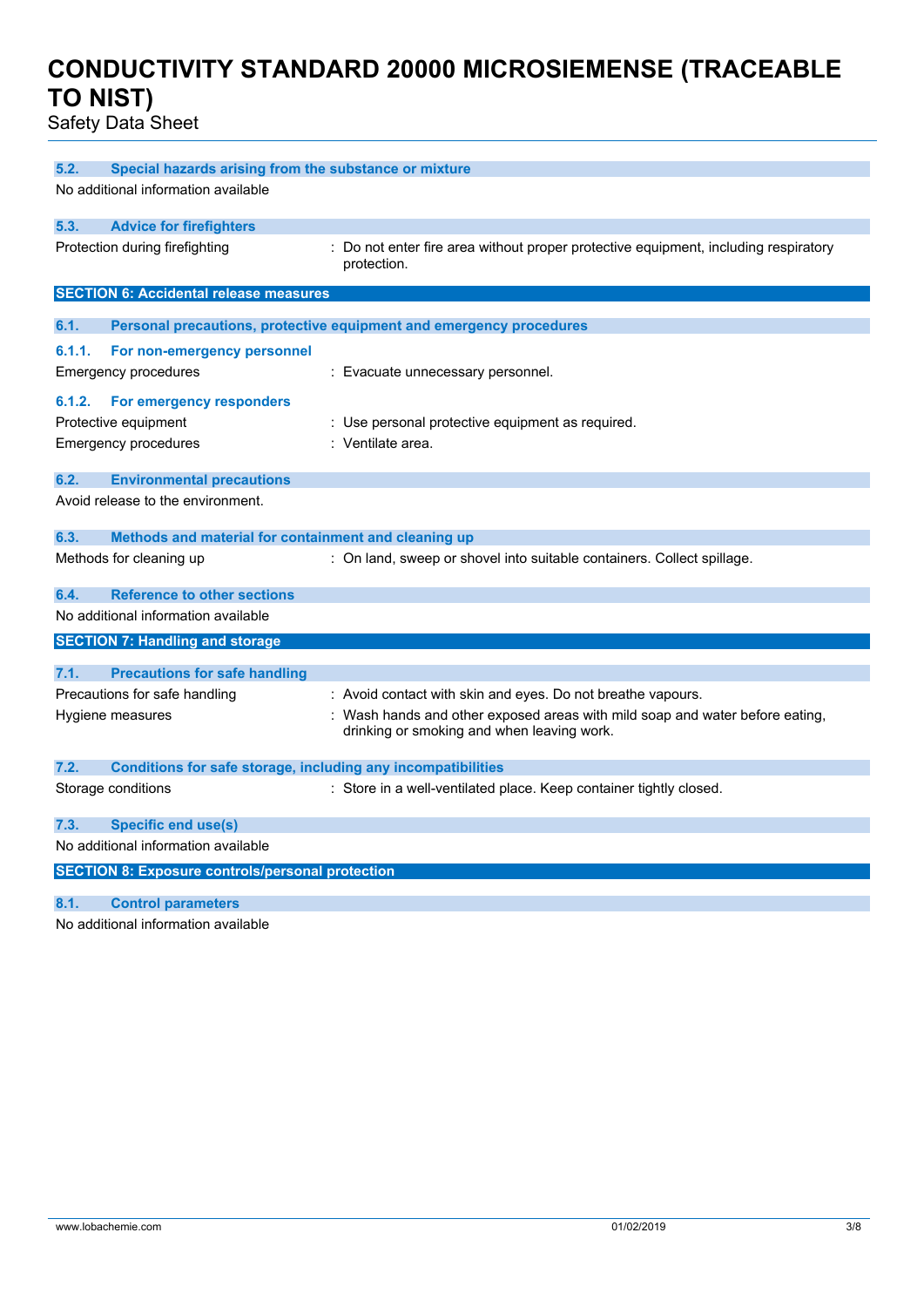### 5.2. Special hazards arising from the substance or mixture

No additional information available

### 5.3. Advice for firefighters

Protection during firefighting : Do not enter fire area without proper protective equipment, including respiratory protection.

## SECTION 6: Accidental release measures

### 6.1. Personal precautions, protective equipment and emergency procedures

#### 6.1.1. For non-emergency personnel

Emergency procedures : Evacuate unnecessary personnel.

#### 6.1.2. For emergency responders

Protective equipment : Use personal protective equipment as required.

Emergency procedures : Ventilate area.

### 6.2. Environmental precautions

Avoid release to the environment.

### 6.3. Methods and material for containment and cleaning up

Methods for cleaning up : On land, sweep or shovel into suitable containers. Collect spillage.

### 6.4. Reference to other sections

No additional information available

## SECTION 7: Handling and storage

### 7.1. Precautions for safe handling

Precautions for safe handling : Avoid contact with skin and eyes. Do not breathe vapours.

Hygiene measures : Wash hands and other exposed areas with mild soap and water before eating, drinking or smoking and when leaving work.

### 7.2. Conditions for safe storage, including any incompatibilities

Storage conditions : Store in a well-ventilated place. Keep container tightly closed.

### 7.3. Specific end use(s)

No additional information available

## SECTION 8: Exposure controls/personal protection

### 8.1. Control parameters

No additional information available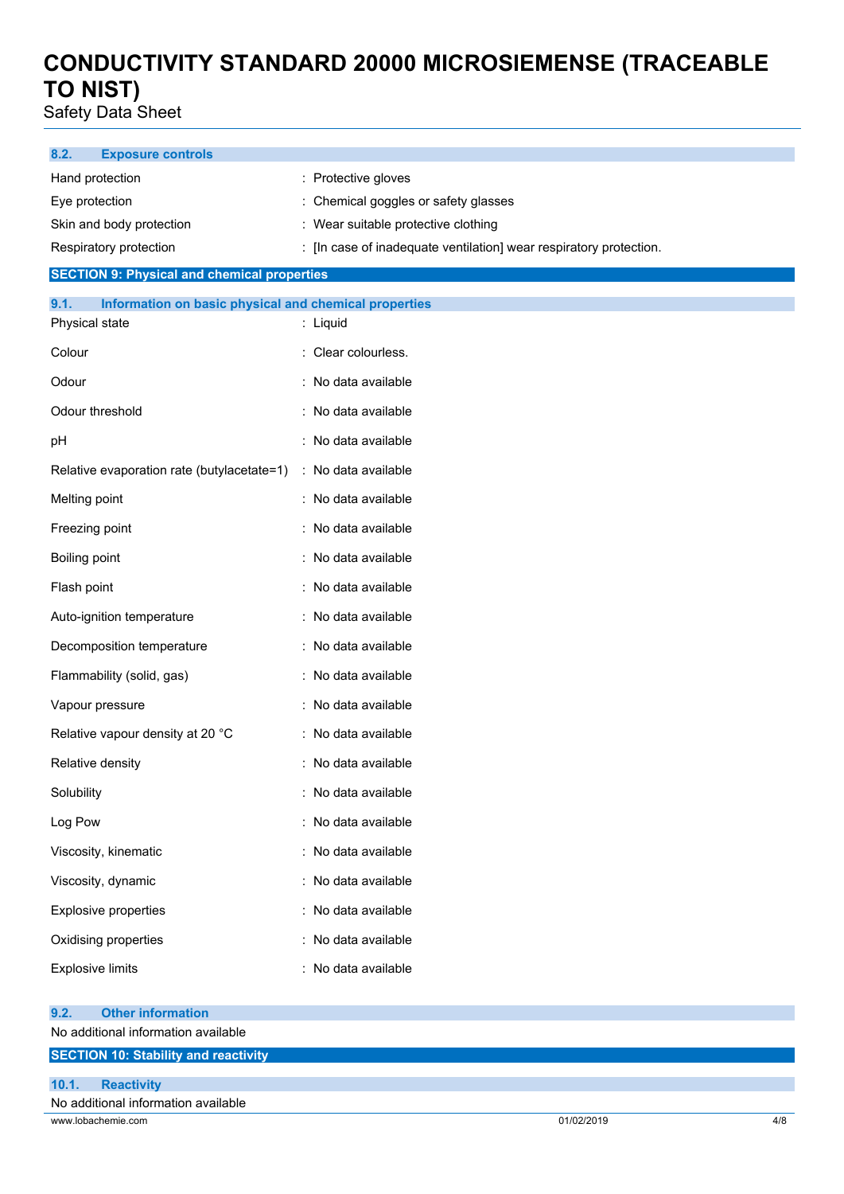### 8.2. Exposure controls

| | |
|---|---|
| Hand protection | : Protective gloves |
| Eye protection | : Chemical goggles or safety glasses |
| Skin and body protection | : Wear suitable protective clothing |
| Respiratory protection | : [In case of inadequate ventilation] wear respiratory protection. |

## SECTION 9: Physical and chemical properties

### 9.1. Information on basic physical and chemical properties

| | |
|---|---|
| Physical state | : Liquid |
| Colour | : Clear colourless. |
| Odour | : No data available |
| Odour threshold | : No data available |
| pH | : No data available |
| Relative evaporation rate (butylacetate=1) | : No data available |
| Melting point | : No data available |
| Freezing point | : No data available |
| Boiling point | : No data available |
| Flash point | : No data available |
| Auto-ignition temperature | : No data available |
| Decomposition temperature | : No data available |
| Flammability (solid, gas) | : No data available |
| Vapour pressure | : No data available |
| Relative vapour density at 20 °C | : No data available |
| Relative density | : No data available |
| Solubility | : No data available |
| Log Pow | : No data available |
| Viscosity, kinematic | : No data available |
| Viscosity, dynamic | : No data available |
| Explosive properties | : No data available |
| Oxidising properties | : No data available |
| Explosive limits | : No data available |

### 9.2. Other information

No additional information available

## SECTION 10: Stability and reactivity

### 10.1. Reactivity

No additional information available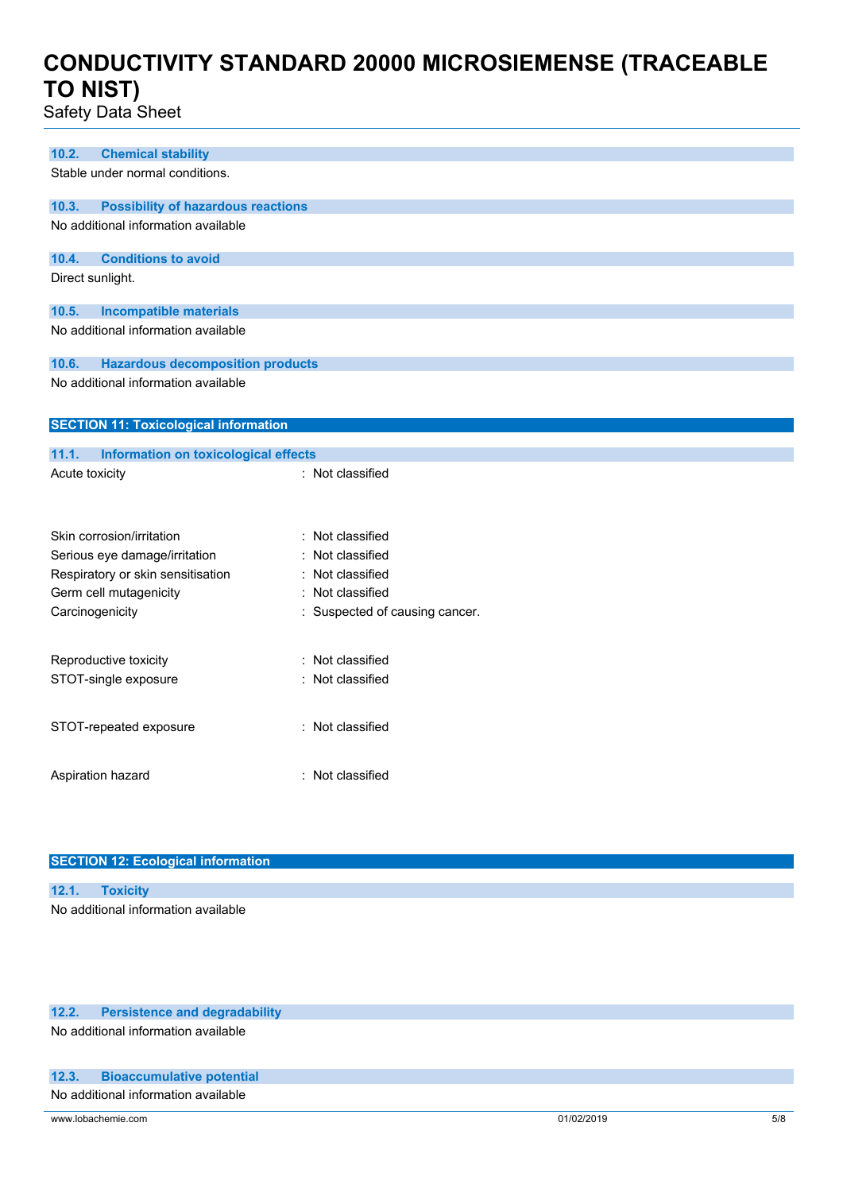### 10.2. Chemical stability

Stable under normal conditions.

### 10.3. Possibility of hazardous reactions

No additional information available

### 10.4. Conditions to avoid

Direct sunlight.

### 10.5. Incompatible materials

No additional information available

### 10.6. Hazardous decomposition products

No additional information available

## SECTION 11: Toxicological information

### 11.1. Information on toxicological effects

Acute toxicity : Not classified

Skin corrosion/irritation : Not classified

Serious eye damage/irritation : Not classified

Respiratory or skin sensitisation : Not classified

Germ cell mutagenicity : Not classified

Carcinogenicity : Suspected of causing cancer.

Reproductive toxicity : Not classified

STOT-single exposure : Not classified

STOT-repeated exposure : Not classified

Aspiration hazard : Not classified

## SECTION 12: Ecological information

### 12.1. Toxicity

No additional information available

### 12.2. Persistence and degradability

No additional information available

### 12.3. Bioaccumulative potential

No additional information available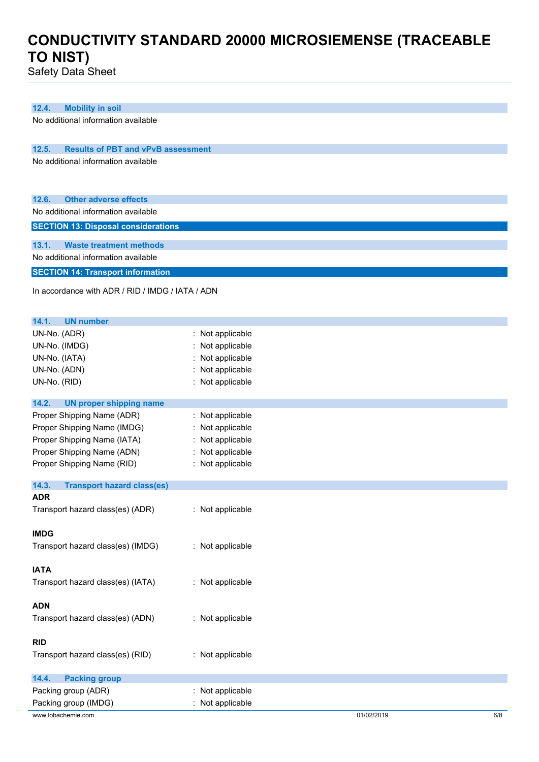### 12.4. Mobility in soil

No additional information available

### 12.5. Results of PBT and vPvB assessment

No additional information available

### 12.6. Other adverse effects

No additional information available

## SECTION 13: Disposal considerations

### 13.1. Waste treatment methods

No additional information available

## SECTION 14: Transport information

In accordance with ADR / RID / IMDG / IATA / ADN

### 14.1. UN number

UN-No. (ADR) : Not applicable
UN-No. (IMDG) : Not applicable
UN-No. (IATA) : Not applicable
UN-No. (ADN) : Not applicable
UN-No. (RID) : Not applicable

### 14.2. UN proper shipping name

Proper Shipping Name (ADR) : Not applicable
Proper Shipping Name (IMDG) : Not applicable
Proper Shipping Name (IATA) : Not applicable
Proper Shipping Name (ADN) : Not applicable
Proper Shipping Name (RID) : Not applicable

### 14.3. Transport hazard class(es)

**ADR**

Transport hazard class(es) (ADR) : Not applicable

**IMDG**

Transport hazard class(es) (IMDG) : Not applicable

**IATA**

Transport hazard class(es) (IATA) : Not applicable

**ADN**

Transport hazard class(es) (ADN) : Not applicable

**RID**

Transport hazard class(es) (RID) : Not applicable

### 14.4. Packing group

Packing group (ADR) : Not applicable
Packing group (IMDG) : Not applicable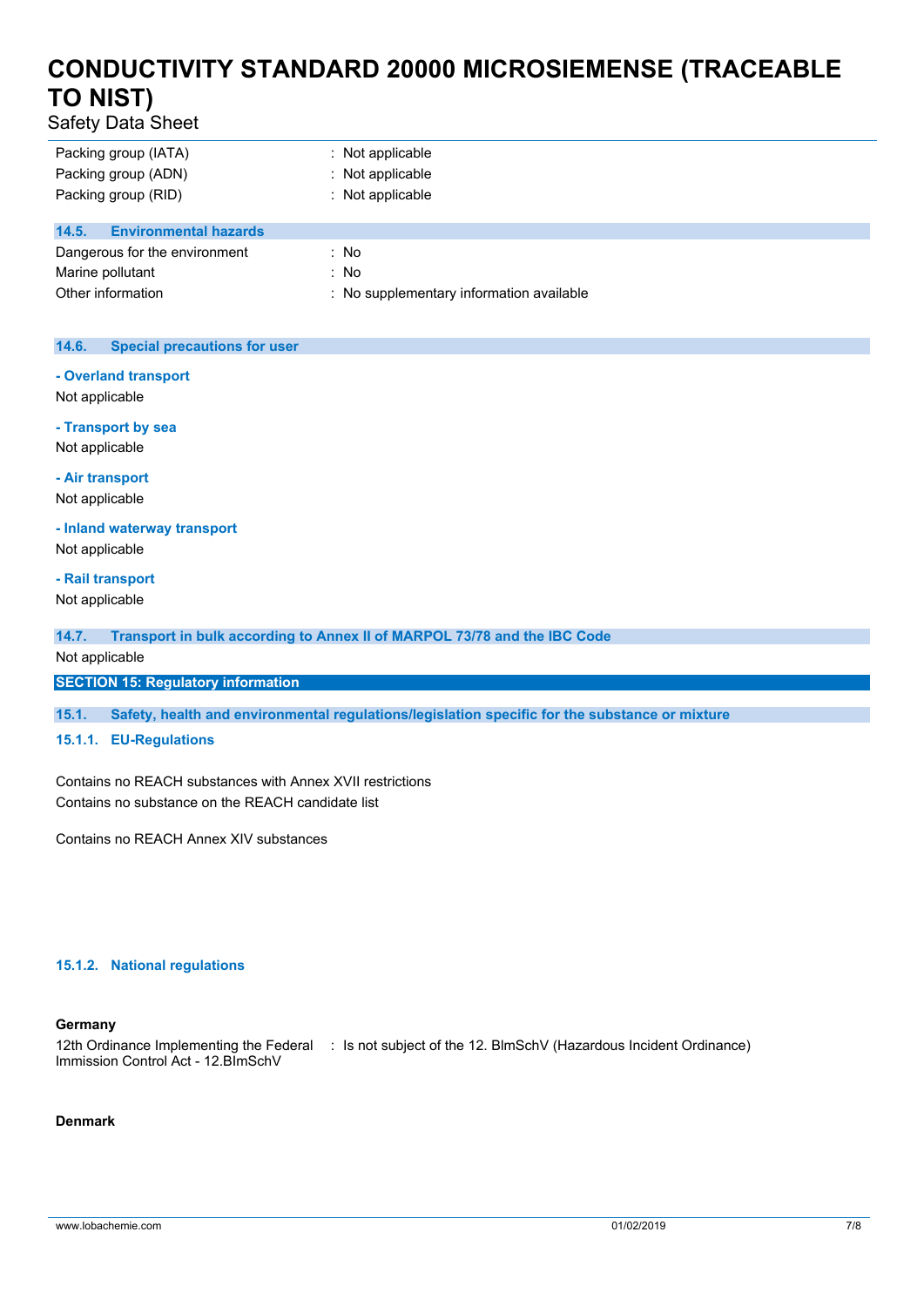| | |
|---|---|
| Packing group (IATA) | : Not applicable |
| Packing group (ADN) | : Not applicable |
| Packing group (RID) | : Not applicable |

### 14.5. Environmental hazards

| | |
|---|---|
| Dangerous for the environment | : No |
| Marine pollutant | : No |
| Other information | : No supplementary information available |

### 14.6. Special precautions for user

**- Overland transport**

Not applicable

**- Transport by sea**

Not applicable

**- Air transport**

Not applicable

**- Inland waterway transport**

Not applicable

**- Rail transport**

Not applicable

### 14.7. Transport in bulk according to Annex II of MARPOL 73/78 and the IBC Code

Not applicable

## SECTION 15: Regulatory information

### 15.1. Safety, health and environmental regulations/legislation specific for the substance or mixture

#### 15.1.1. EU-Regulations

Contains no REACH substances with Annex XVII restrictions
Contains no substance on the REACH candidate list

Contains no REACH Annex XIV substances

#### 15.1.2. National regulations

**Germany**

| | |
|---|---|
| 12th Ordinance Implementing the Federal Immission Control Act - 12.BImSchV | : Is not subject of the 12. BlmSchV (Hazardous Incident Ordinance) |

**Denmark**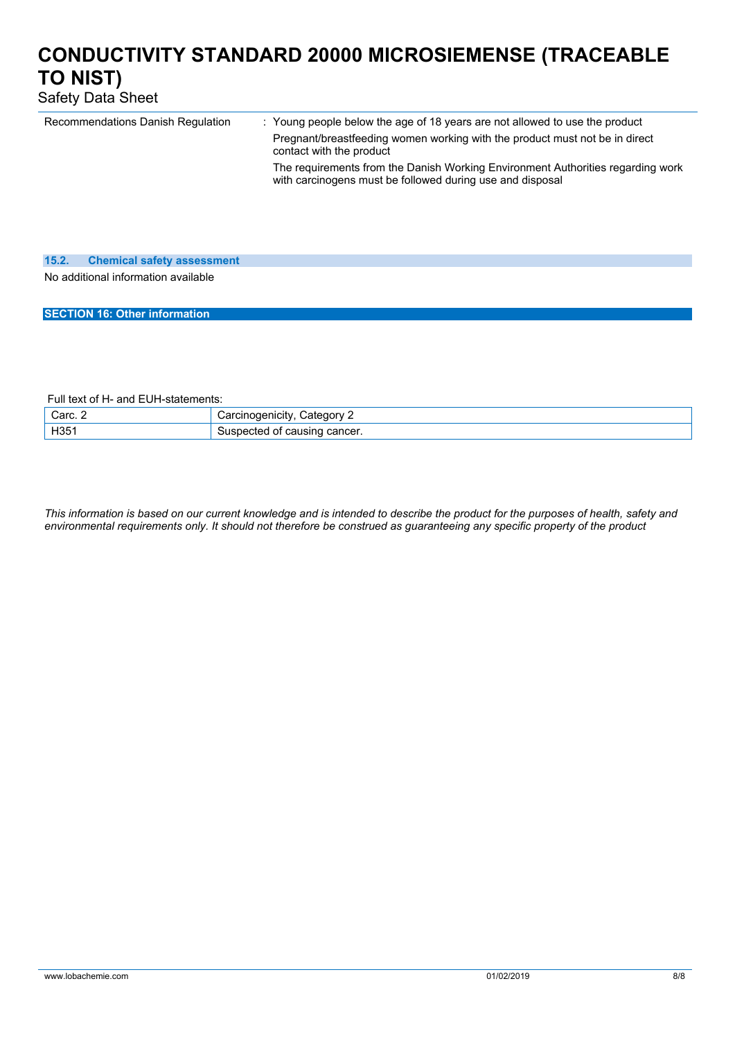| | |
|---|---|
| Recommendations Danish Regulation | : Young people below the age of 18 years are not allowed to use the product<br>Pregnant/breastfeeding women working with the product must not be in direct contact with the product<br>The requirements from the Danish Working Environment Authorities regarding work with carcinogens must be followed during use and disposal |

### 15.2. Chemical safety assessment

No additional information available

## SECTION 16: Other information

Full text of H- and EUH-statements:

| | |
|---|---|
| Carc. 2 | Carcinogenicity, Category 2 |
| H351 | Suspected of causing cancer. |

*This information is based on our current knowledge and is intended to describe the product for the purposes of health, safety and environmental requirements only. It should not therefore be construed as guaranteeing any specific property of the product*